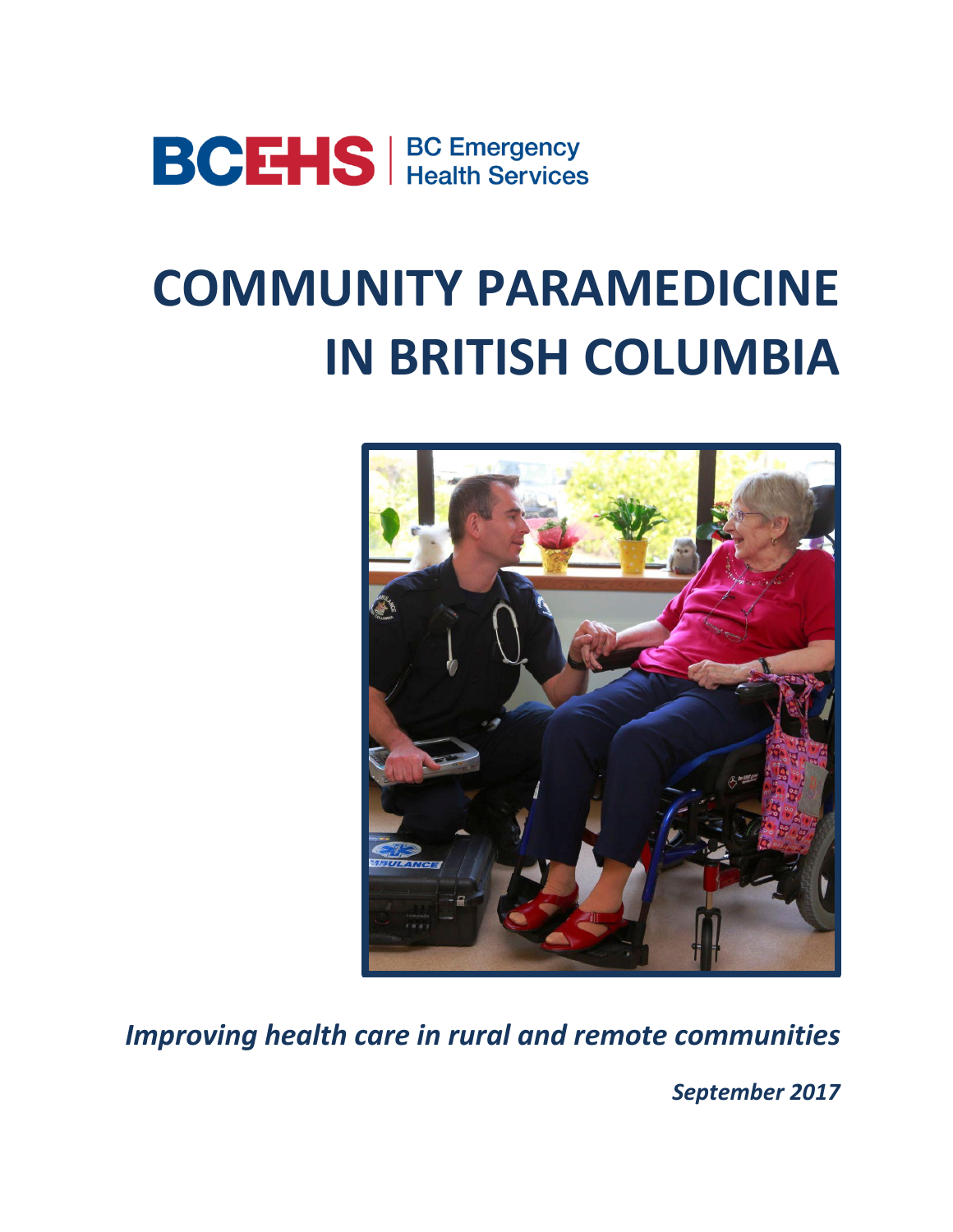BCEHS | BC Emergency Health Services

# COMMUNITY PARAMEDICINE IN BRITISH COLUMBIA

***Improving health care in rural and remote communities***

***September 2017***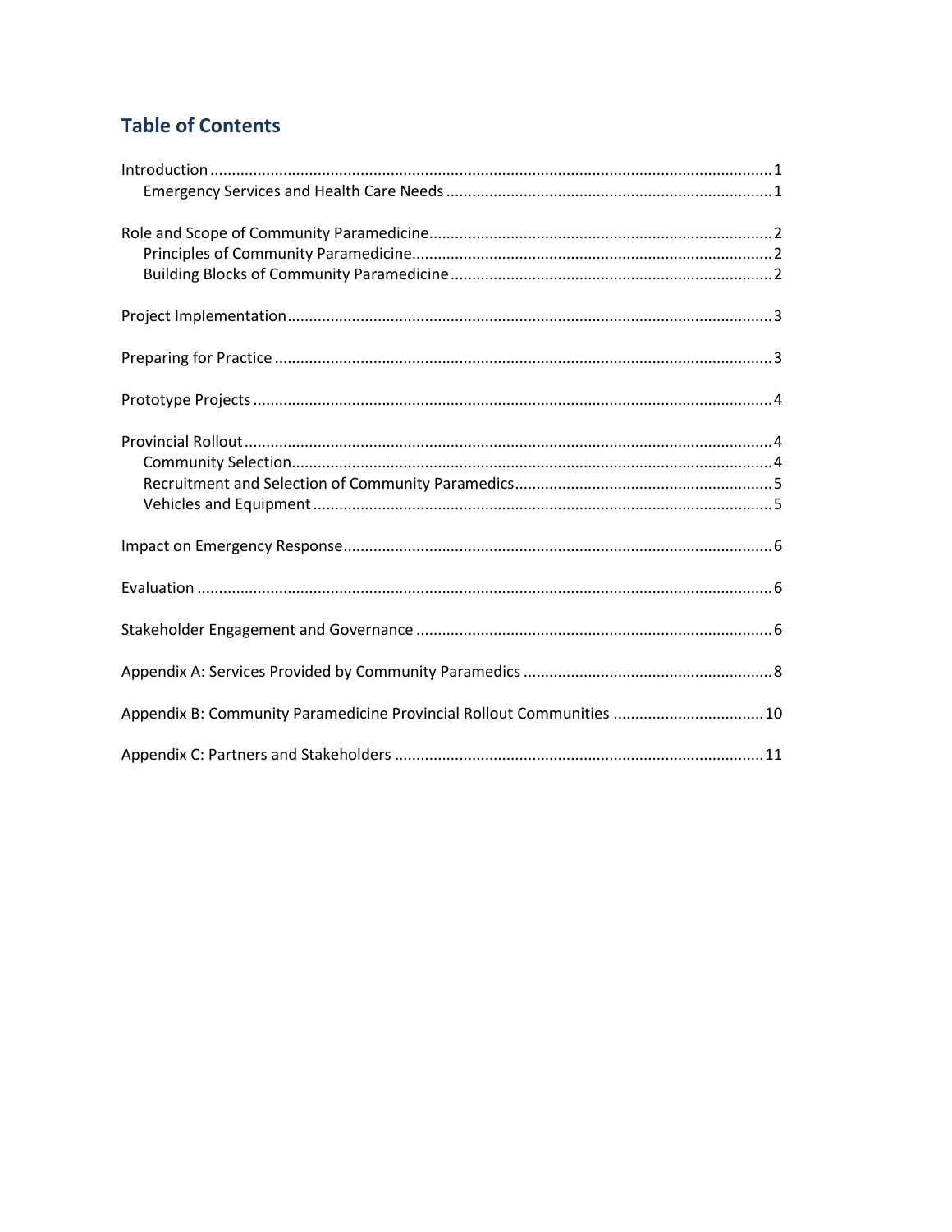## Table of Contents

Introduction .......... 1
- Emergency Services and Health Care Needs .......... 1

Role and Scope of Community Paramedicine .......... 2
- Principles of Community Paramedicine .......... 2
- Building Blocks of Community Paramedicine .......... 2

Project Implementation .......... 3

Preparing for Practice .......... 3

Prototype Projects .......... 4

Provincial Rollout .......... 4
- Community Selection .......... 4
- Recruitment and Selection of Community Paramedics .......... 5
- Vehicles and Equipment .......... 5

Impact on Emergency Response .......... 6

Evaluation .......... 6

Stakeholder Engagement and Governance .......... 6

Appendix A: Services Provided by Community Paramedics .......... 8

Appendix B: Community Paramedicine Provincial Rollout Communities .......... 10

Appendix C: Partners and Stakeholders .......... 11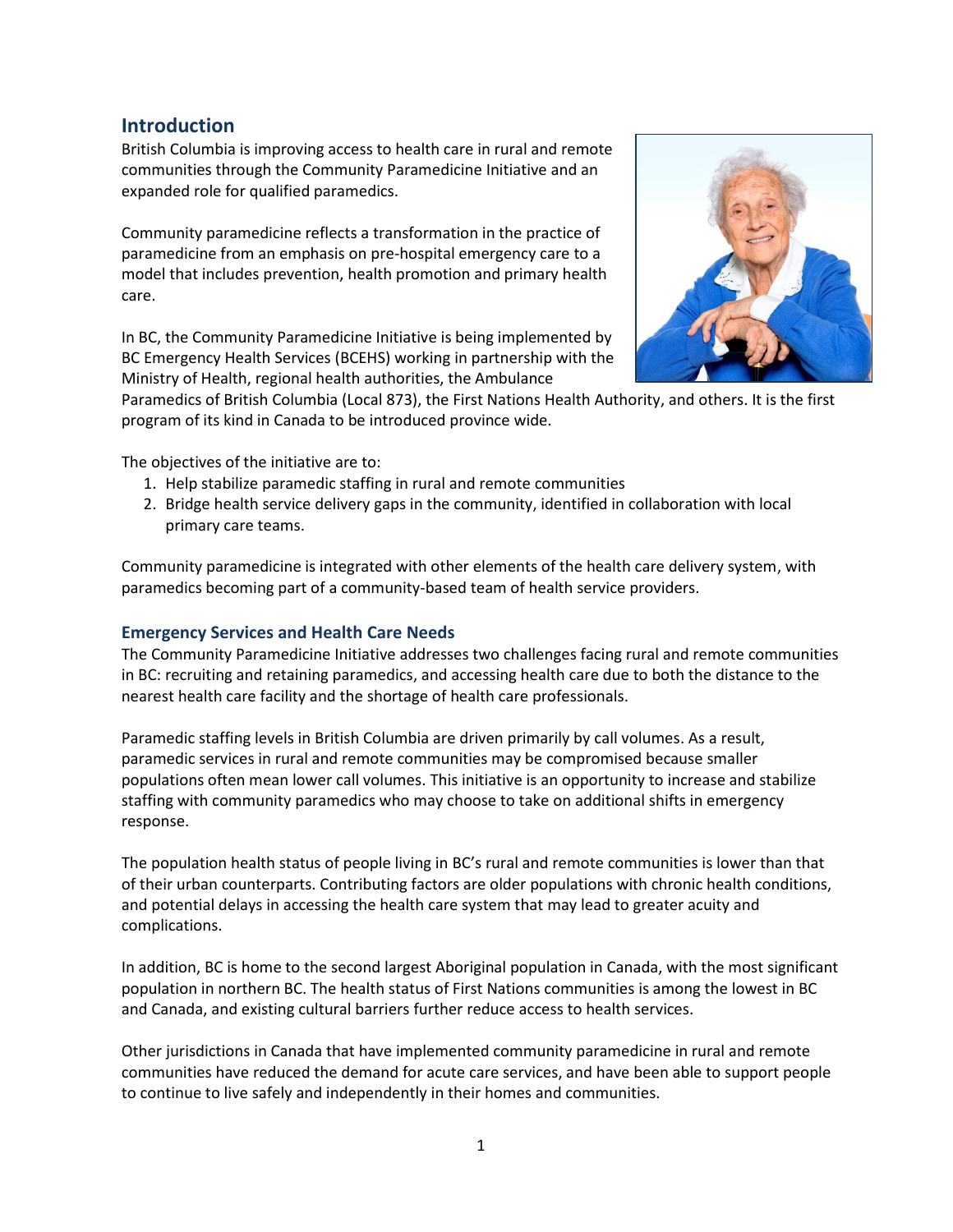## Introduction

British Columbia is improving access to health care in rural and remote communities through the Community Paramedicine Initiative and an expanded role for qualified paramedics.

Community paramedicine reflects a transformation in the practice of paramedicine from an emphasis on pre-hospital emergency care to a model that includes prevention, health promotion and primary health care.

In BC, the Community Paramedicine Initiative is being implemented by BC Emergency Health Services (BCEHS) working in partnership with the Ministry of Health, regional health authorities, the Ambulance Paramedics of British Columbia (Local 873), the First Nations Health Authority, and others. It is the first program of its kind in Canada to be introduced province wide.

The objectives of the initiative are to:

1. Help stabilize paramedic staffing in rural and remote communities
2. Bridge health service delivery gaps in the community, identified in collaboration with local primary care teams.

Community paramedicine is integrated with other elements of the health care delivery system, with paramedics becoming part of a community-based team of health service providers.

### Emergency Services and Health Care Needs

The Community Paramedicine Initiative addresses two challenges facing rural and remote communities in BC: recruiting and retaining paramedics, and accessing health care due to both the distance to the nearest health care facility and the shortage of health care professionals.

Paramedic staffing levels in British Columbia are driven primarily by call volumes. As a result, paramedic services in rural and remote communities may be compromised because smaller populations often mean lower call volumes. This initiative is an opportunity to increase and stabilize staffing with community paramedics who may choose to take on additional shifts in emergency response.

The population health status of people living in BC's rural and remote communities is lower than that of their urban counterparts. Contributing factors are older populations with chronic health conditions, and potential delays in accessing the health care system that may lead to greater acuity and complications.

In addition, BC is home to the second largest Aboriginal population in Canada, with the most significant population in northern BC. The health status of First Nations communities is among the lowest in BC and Canada, and existing cultural barriers further reduce access to health services.

Other jurisdictions in Canada that have implemented community paramedicine in rural and remote communities have reduced the demand for acute care services, and have been able to support people to continue to live safely and independently in their homes and communities.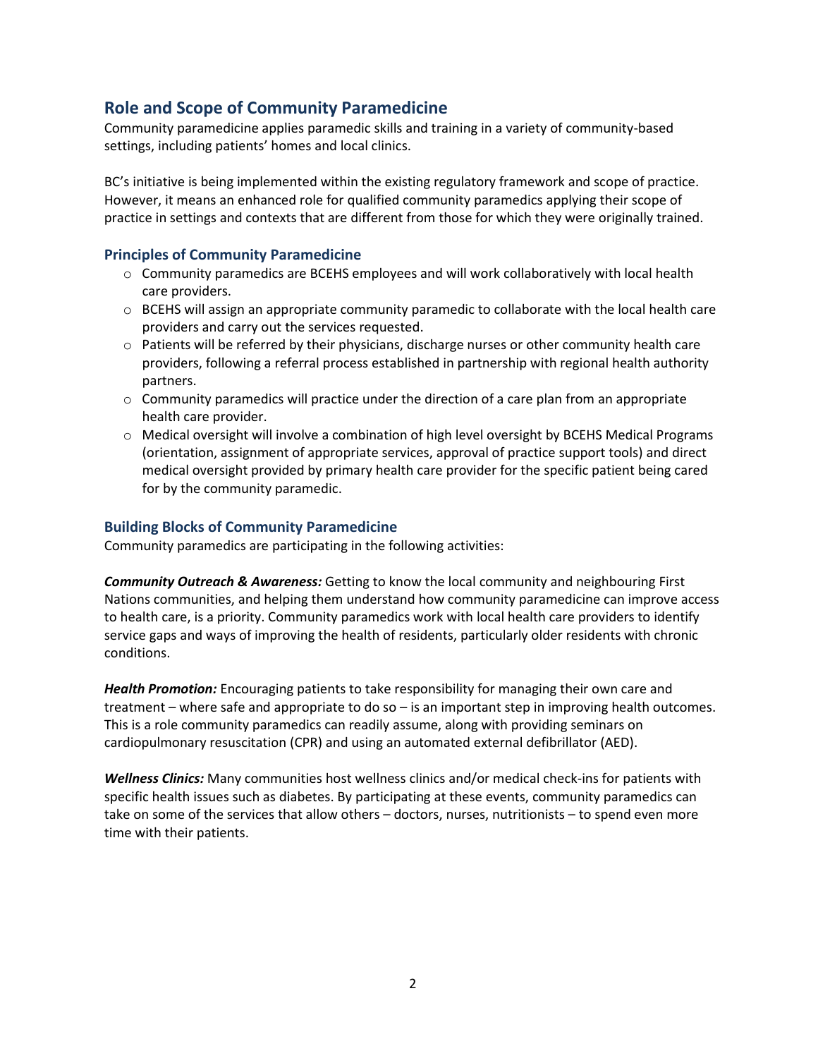## Role and Scope of Community Paramedicine

Community paramedicine applies paramedic skills and training in a variety of community-based settings, including patients' homes and local clinics.

BC's initiative is being implemented within the existing regulatory framework and scope of practice. However, it means an enhanced role for qualified community paramedics applying their scope of practice in settings and contexts that are different from those for which they were originally trained.

### Principles of Community Paramedicine

- Community paramedics are BCEHS employees and will work collaboratively with local health care providers.
- BCEHS will assign an appropriate community paramedic to collaborate with the local health care providers and carry out the services requested.
- Patients will be referred by their physicians, discharge nurses or other community health care providers, following a referral process established in partnership with regional health authority partners.
- Community paramedics will practice under the direction of a care plan from an appropriate health care provider.
- Medical oversight will involve a combination of high level oversight by BCEHS Medical Programs (orientation, assignment of appropriate services, approval of practice support tools) and direct medical oversight provided by primary health care provider for the specific patient being cared for by the community paramedic.

### Building Blocks of Community Paramedicine

Community paramedics are participating in the following activities:

***Community Outreach & Awareness:*** Getting to know the local community and neighbouring First Nations communities, and helping them understand how community paramedicine can improve access to health care, is a priority. Community paramedics work with local health care providers to identify service gaps and ways of improving the health of residents, particularly older residents with chronic conditions.

***Health Promotion:*** Encouraging patients to take responsibility for managing their own care and treatment – where safe and appropriate to do so – is an important step in improving health outcomes. This is a role community paramedics can readily assume, along with providing seminars on cardiopulmonary resuscitation (CPR) and using an automated external defibrillator (AED).

***Wellness Clinics:*** Many communities host wellness clinics and/or medical check-ins for patients with specific health issues such as diabetes. By participating at these events, community paramedics can take on some of the services that allow others – doctors, nurses, nutritionists – to spend even more time with their patients.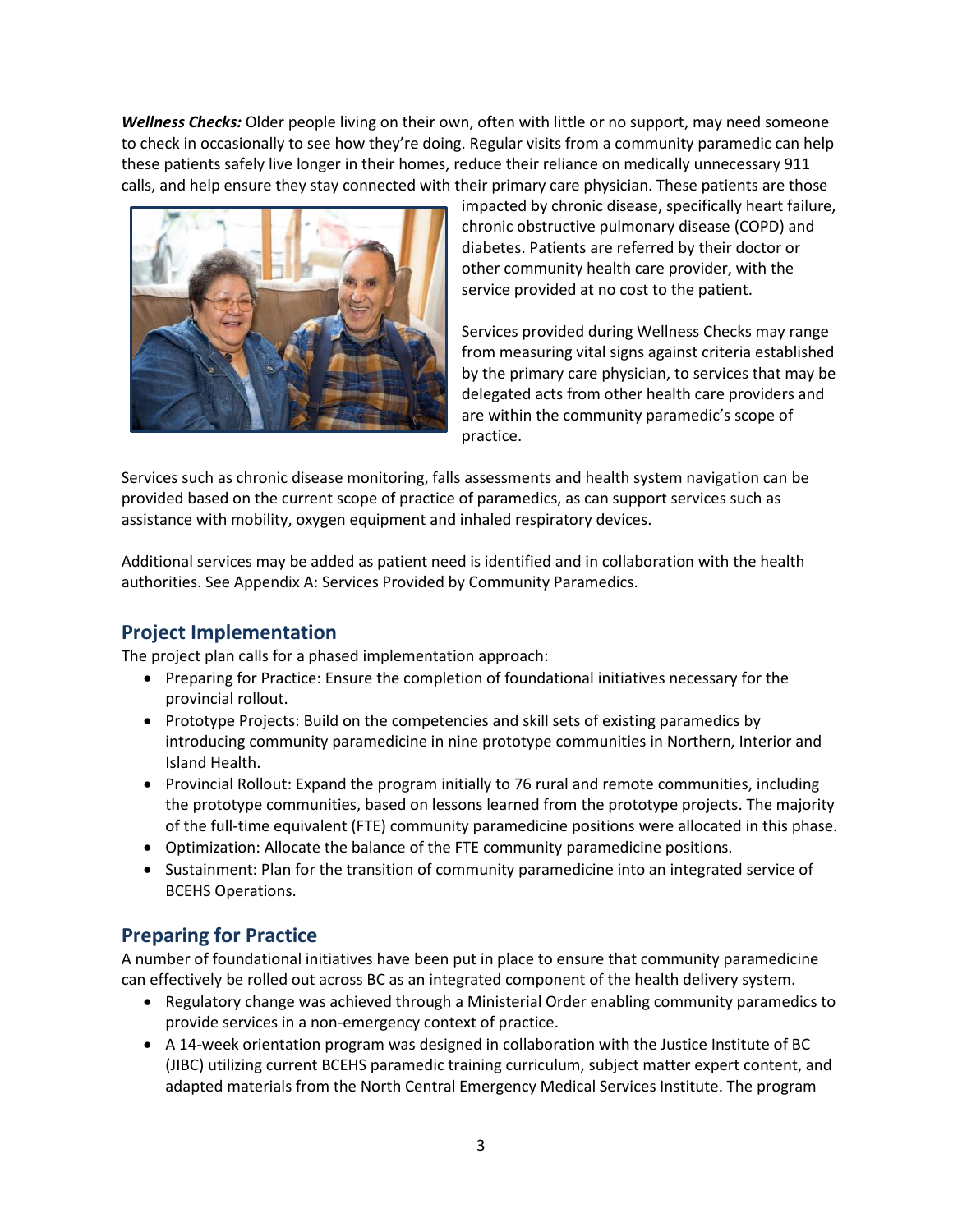***Wellness Checks:*** Older people living on their own, often with little or no support, may need someone to check in occasionally to see how they're doing. Regular visits from a community paramedic can help these patients safely live longer in their homes, reduce their reliance on medically unnecessary 911 calls, and help ensure they stay connected with their primary care physician. These patients are those impacted by chronic disease, specifically heart failure, chronic obstructive pulmonary disease (COPD) and diabetes. Patients are referred by their doctor or other community health care provider, with the service provided at no cost to the patient.

Services provided during Wellness Checks may range from measuring vital signs against criteria established by the primary care physician, to services that may be delegated acts from other health care providers and are within the community paramedic's scope of practice.

Services such as chronic disease monitoring, falls assessments and health system navigation can be provided based on the current scope of practice of paramedics, as can support services such as assistance with mobility, oxygen equipment and inhaled respiratory devices.

Additional services may be added as patient need is identified and in collaboration with the health authorities. See Appendix A: Services Provided by Community Paramedics.

## Project Implementation

The project plan calls for a phased implementation approach:

- Preparing for Practice: Ensure the completion of foundational initiatives necessary for the provincial rollout.
- Prototype Projects: Build on the competencies and skill sets of existing paramedics by introducing community paramedicine in nine prototype communities in Northern, Interior and Island Health.
- Provincial Rollout: Expand the program initially to 76 rural and remote communities, including the prototype communities, based on lessons learned from the prototype projects. The majority of the full-time equivalent (FTE) community paramedicine positions were allocated in this phase.
- Optimization: Allocate the balance of the FTE community paramedicine positions.
- Sustainment: Plan for the transition of community paramedicine into an integrated service of BCEHS Operations.

## Preparing for Practice

A number of foundational initiatives have been put in place to ensure that community paramedicine can effectively be rolled out across BC as an integrated component of the health delivery system.

- Regulatory change was achieved through a Ministerial Order enabling community paramedics to provide services in a non-emergency context of practice.
- A 14-week orientation program was designed in collaboration with the Justice Institute of BC (JIBC) utilizing current BCEHS paramedic training curriculum, subject matter expert content, and adapted materials from the North Central Emergency Medical Services Institute. The program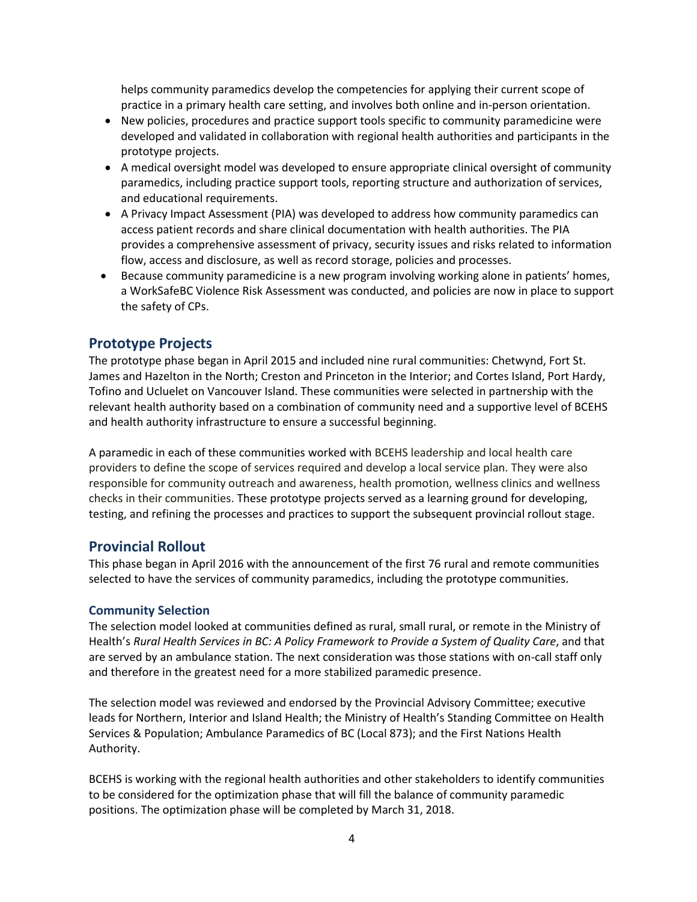helps community paramedics develop the competencies for applying their current scope of practice in a primary health care setting, and involves both online and in-person orientation.

- New policies, procedures and practice support tools specific to community paramedicine were developed and validated in collaboration with regional health authorities and participants in the prototype projects.
- A medical oversight model was developed to ensure appropriate clinical oversight of community paramedics, including practice support tools, reporting structure and authorization of services, and educational requirements.
- A Privacy Impact Assessment (PIA) was developed to address how community paramedics can access patient records and share clinical documentation with health authorities. The PIA provides a comprehensive assessment of privacy, security issues and risks related to information flow, access and disclosure, as well as record storage, policies and processes.
- Because community paramedicine is a new program involving working alone in patients' homes, a WorkSafeBC Violence Risk Assessment was conducted, and policies are now in place to support the safety of CPs.

## Prototype Projects

The prototype phase began in April 2015 and included nine rural communities: Chetwynd, Fort St. James and Hazelton in the North; Creston and Princeton in the Interior; and Cortes Island, Port Hardy, Tofino and Ucluelet on Vancouver Island. These communities were selected in partnership with the relevant health authority based on a combination of community need and a supportive level of BCEHS and health authority infrastructure to ensure a successful beginning.

A paramedic in each of these communities worked with BCEHS leadership and local health care providers to define the scope of services required and develop a local service plan. They were also responsible for community outreach and awareness, health promotion, wellness clinics and wellness checks in their communities. These prototype projects served as a learning ground for developing, testing, and refining the processes and practices to support the subsequent provincial rollout stage.

## Provincial Rollout

This phase began in April 2016 with the announcement of the first 76 rural and remote communities selected to have the services of community paramedics, including the prototype communities.

### Community Selection

The selection model looked at communities defined as rural, small rural, or remote in the Ministry of Health's *Rural Health Services in BC: A Policy Framework to Provide a System of Quality Care*, and that are served by an ambulance station. The next consideration was those stations with on-call staff only and therefore in the greatest need for a more stabilized paramedic presence.

The selection model was reviewed and endorsed by the Provincial Advisory Committee; executive leads for Northern, Interior and Island Health; the Ministry of Health's Standing Committee on Health Services & Population; Ambulance Paramedics of BC (Local 873); and the First Nations Health Authority.

BCEHS is working with the regional health authorities and other stakeholders to identify communities to be considered for the optimization phase that will fill the balance of community paramedic positions. The optimization phase will be completed by March 31, 2018.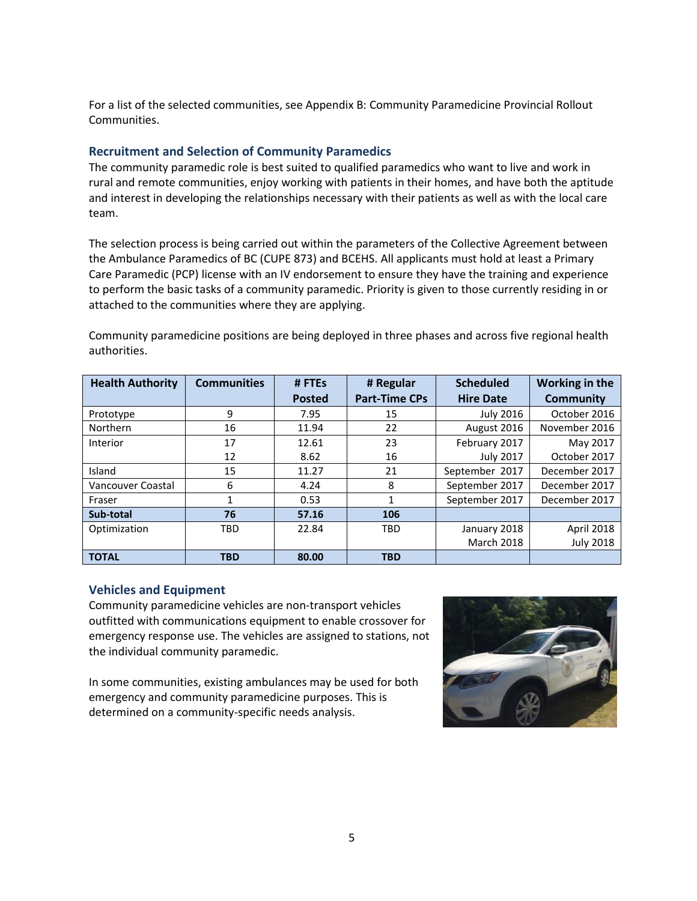For a list of the selected communities, see Appendix B: Community Paramedicine Provincial Rollout Communities.

### Recruitment and Selection of Community Paramedics

The community paramedic role is best suited to qualified paramedics who want to live and work in rural and remote communities, enjoy working with patients in their homes, and have both the aptitude and interest in developing the relationships necessary with their patients as well as with the local care team.

The selection process is being carried out within the parameters of the Collective Agreement between the Ambulance Paramedics of BC (CUPE 873) and BCEHS. All applicants must hold at least a Primary Care Paramedic (PCP) license with an IV endorsement to ensure they have the training and experience to perform the basic tasks of a community paramedic. Priority is given to those currently residing in or attached to the communities where they are applying.

Community paramedicine positions are being deployed in three phases and across five regional health authorities.

| Health Authority | Communities | # FTEs Posted | # Regular Part-Time CPs | Scheduled Hire Date | Working in the Community |
|---|---|---|---|---|---|
| Prototype | 9 | 7.95 | 15 | July 2016 | October 2016 |
| Northern | 16 | 11.94 | 22 | August 2016 | November 2016 |
| Interior | 17 | 12.61 | 23 | February 2017 | May 2017 |
| | 12 | 8.62 | 16 | July 2017 | October 2017 |
| Island | 15 | 11.27 | 21 | September 2017 | December 2017 |
| Vancouver Coastal | 6 | 4.24 | 8 | September 2017 | December 2017 |
| Fraser | 1 | 0.53 | 1 | September 2017 | December 2017 |
| **Sub-total** | **76** | **57.16** | **106** | | |
| Optimization | TBD | 22.84 | TBD | January 2018<br>March 2018 | April 2018<br>July 2018 |
| **TOTAL** | **TBD** | **80.00** | **TBD** | | |

### Vehicles and Equipment

Community paramedicine vehicles are non-transport vehicles outfitted with communications equipment to enable crossover for emergency response use. The vehicles are assigned to stations, not the individual community paramedic.

In some communities, existing ambulances may be used for both emergency and community paramedicine purposes. This is determined on a community-specific needs analysis.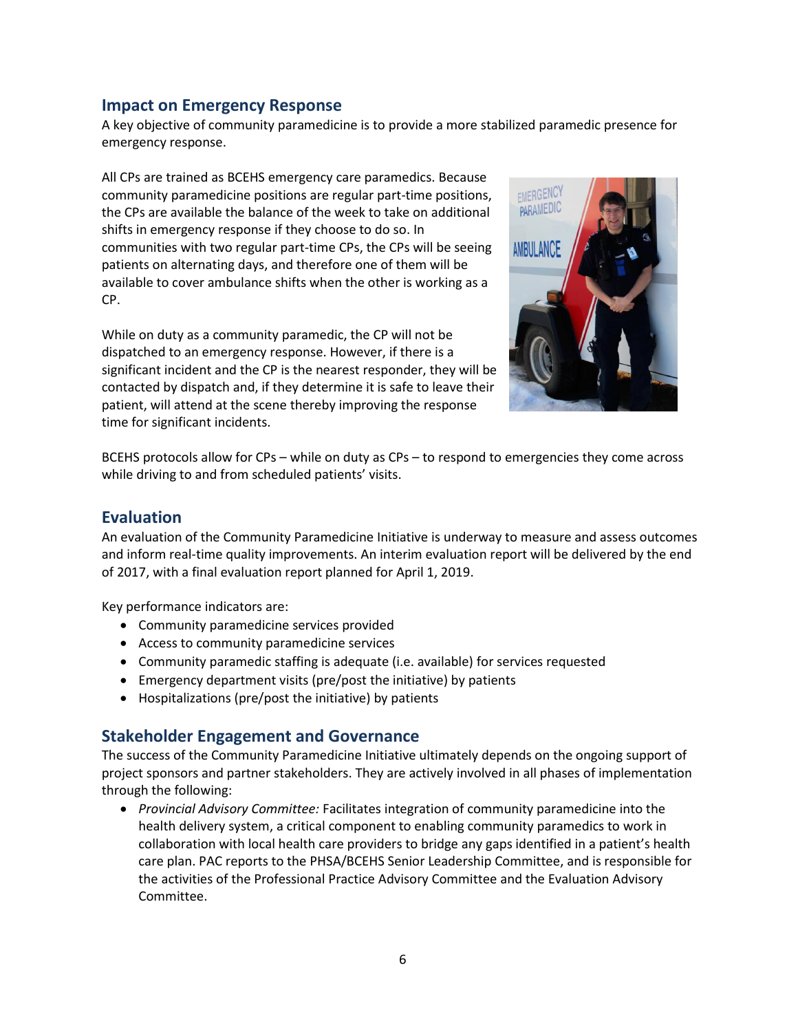## Impact on Emergency Response

A key objective of community paramedicine is to provide a more stabilized paramedic presence for emergency response.

All CPs are trained as BCEHS emergency care paramedics. Because community paramedicine positions are regular part-time positions, the CPs are available the balance of the week to take on additional shifts in emergency response if they choose to do so. In communities with two regular part-time CPs, the CPs will be seeing patients on alternating days, and therefore one of them will be available to cover ambulance shifts when the other is working as a CP.

While on duty as a community paramedic, the CP will not be dispatched to an emergency response. However, if there is a significant incident and the CP is the nearest responder, they will be contacted by dispatch and, if they determine it is safe to leave their patient, will attend at the scene thereby improving the response time for significant incidents.

BCEHS protocols allow for CPs – while on duty as CPs – to respond to emergencies they come across while driving to and from scheduled patients' visits.

## Evaluation

An evaluation of the Community Paramedicine Initiative is underway to measure and assess outcomes and inform real-time quality improvements. An interim evaluation report will be delivered by the end of 2017, with a final evaluation report planned for April 1, 2019.

Key performance indicators are:

- Community paramedicine services provided
- Access to community paramedicine services
- Community paramedic staffing is adequate (i.e. available) for services requested
- Emergency department visits (pre/post the initiative) by patients
- Hospitalizations (pre/post the initiative) by patients

## Stakeholder Engagement and Governance

The success of the Community Paramedicine Initiative ultimately depends on the ongoing support of project sponsors and partner stakeholders. They are actively involved in all phases of implementation through the following:

- *Provincial Advisory Committee:* Facilitates integration of community paramedicine into the health delivery system, a critical component to enabling community paramedics to work in collaboration with local health care providers to bridge any gaps identified in a patient's health care plan. PAC reports to the PHSA/BCEHS Senior Leadership Committee, and is responsible for the activities of the Professional Practice Advisory Committee and the Evaluation Advisory Committee.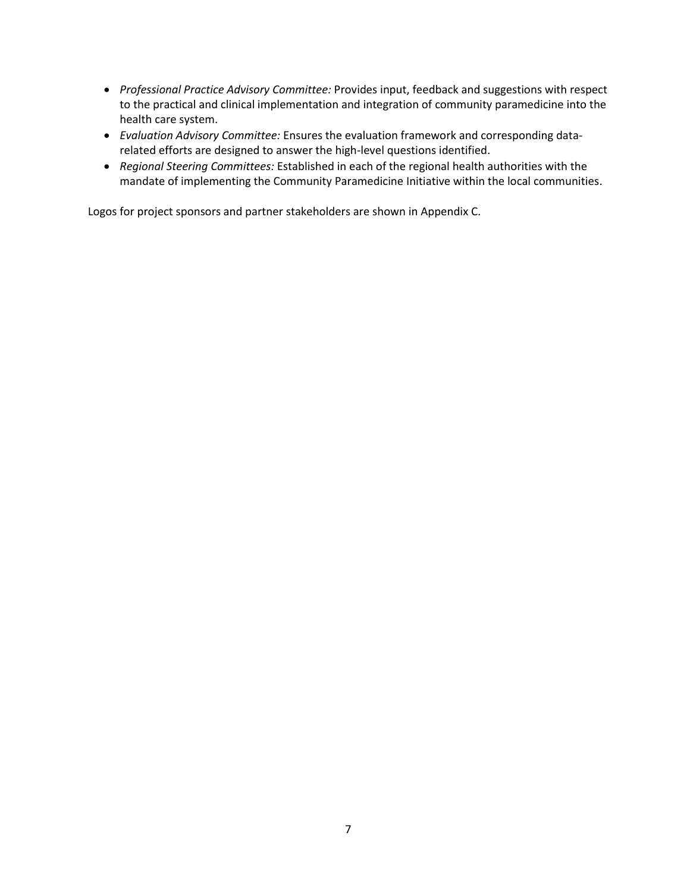- *Professional Practice Advisory Committee:* Provides input, feedback and suggestions with respect to the practical and clinical implementation and integration of community paramedicine into the health care system.
- *Evaluation Advisory Committee:* Ensures the evaluation framework and corresponding data-related efforts are designed to answer the high-level questions identified.
- *Regional Steering Committees:* Established in each of the regional health authorities with the mandate of implementing the Community Paramedicine Initiative within the local communities.

Logos for project sponsors and partner stakeholders are shown in Appendix C.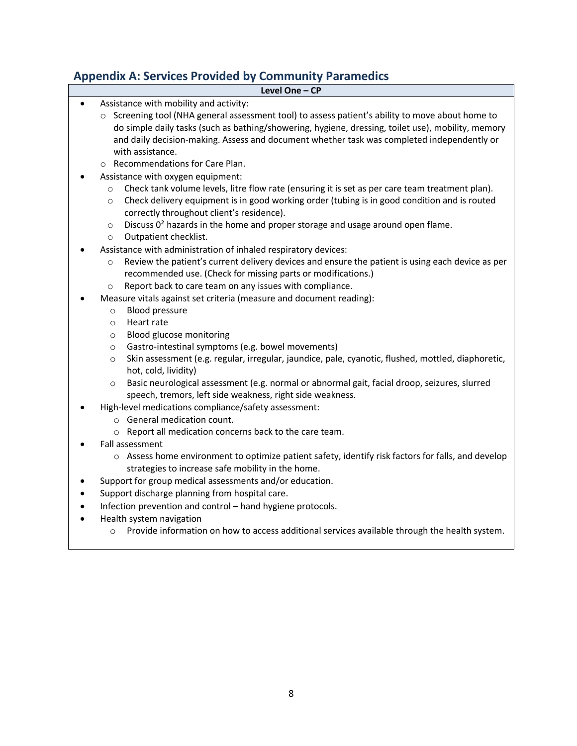## Appendix A: Services Provided by Community Paramedics

**Level One – CP**

- Assistance with mobility and activity:
  - Screening tool (NHA general assessment tool) to assess patient's ability to move about home to do simple daily tasks (such as bathing/showering, hygiene, dressing, toilet use), mobility, memory and daily decision-making. Assess and document whether task was completed independently or with assistance.
  - Recommendations for Care Plan.
- Assistance with oxygen equipment:
  - Check tank volume levels, litre flow rate (ensuring it is set as per care team treatment plan).
  - Check delivery equipment is in good working order (tubing is in good condition and is routed correctly throughout client's residence).
  - Discuss $0^2$ hazards in the home and proper storage and usage around open flame.
  - Outpatient checklist.
- Assistance with administration of inhaled respiratory devices:
  - Review the patient's current delivery devices and ensure the patient is using each device as per recommended use. (Check for missing parts or modifications.)
  - Report back to care team on any issues with compliance.
- Measure vitals against set criteria (measure and document reading):
  - Blood pressure
  - Heart rate
  - Blood glucose monitoring
  - Gastro-intestinal symptoms (e.g. bowel movements)
  - Skin assessment (e.g. regular, irregular, jaundice, pale, cyanotic, flushed, mottled, diaphoretic, hot, cold, lividity)
  - Basic neurological assessment (e.g. normal or abnormal gait, facial droop, seizures, slurred speech, tremors, left side weakness, right side weakness.
- High-level medications compliance/safety assessment:
  - General medication count.
  - Report all medication concerns back to the care team.
- Fall assessment
  - Assess home environment to optimize patient safety, identify risk factors for falls, and develop strategies to increase safe mobility in the home.
- Support for group medical assessments and/or education.
- Support discharge planning from hospital care.
- Infection prevention and control – hand hygiene protocols.
- Health system navigation
  - Provide information on how to access additional services available through the health system.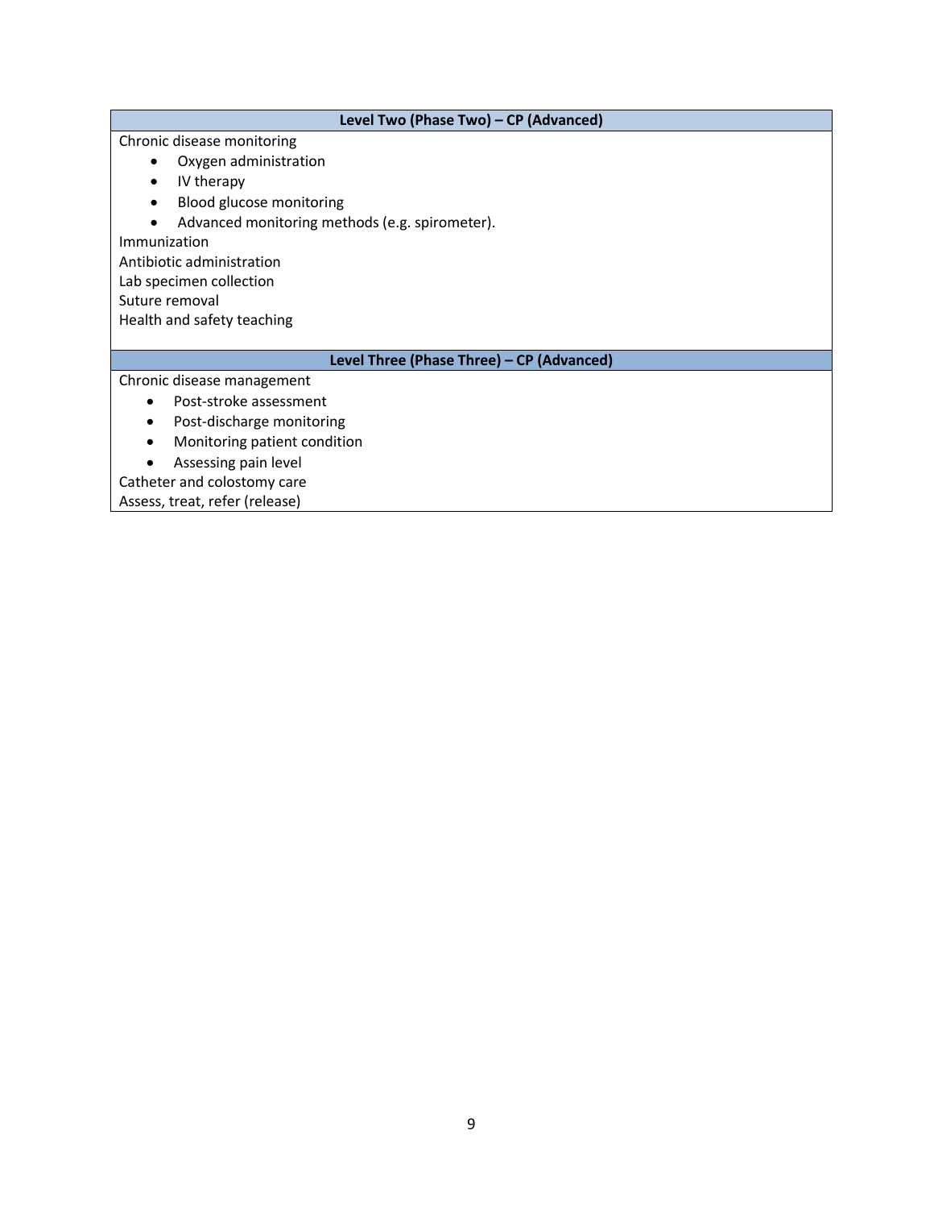| Level Two (Phase Two) – CP (Advanced) |
| --- |
| Chronic disease monitoring<br>• Oxygen administration<br>• IV therapy<br>• Blood glucose monitoring<br>• Advanced monitoring methods (e.g. spirometer).<br>Immunization<br>Antibiotic administration<br>Lab specimen collection<br>Suture removal<br>Health and safety teaching |
| **Level Three (Phase Three) – CP (Advanced)** |
| Chronic disease management<br>• Post-stroke assessment<br>• Post-discharge monitoring<br>• Monitoring patient condition<br>• Assessing pain level<br>Catheter and colostomy care<br>Assess, treat, refer (release) |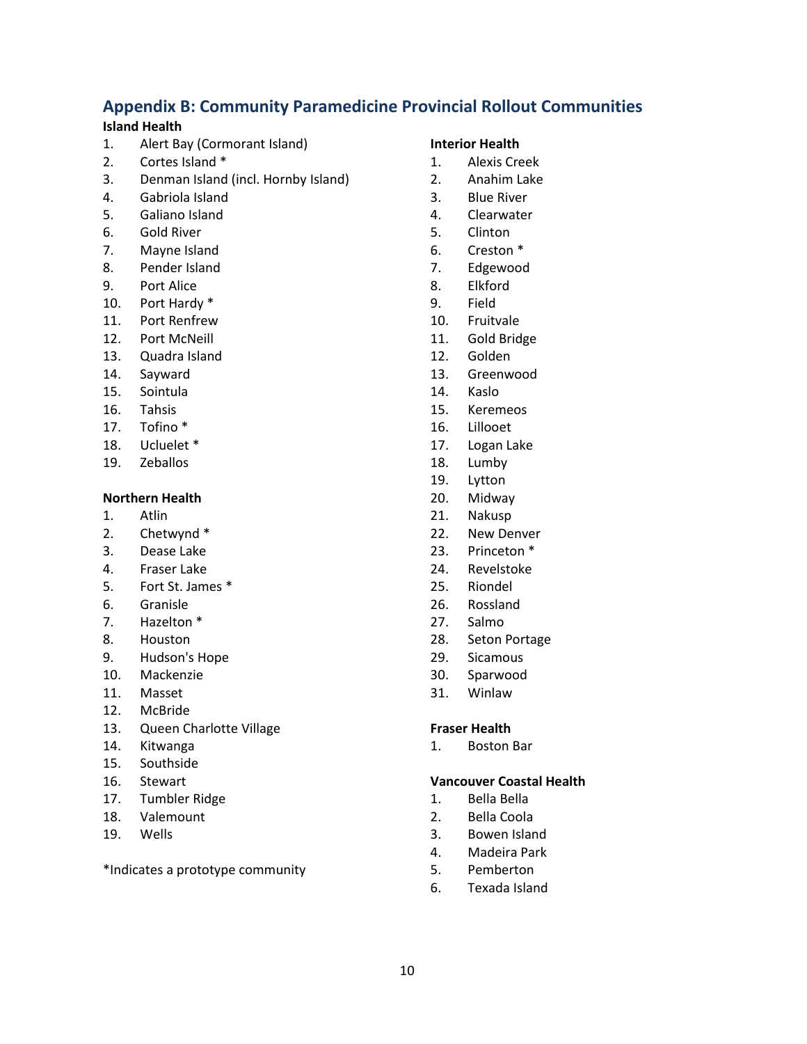## Appendix B: Community Paramedicine Provincial Rollout Communities

**Island Health**

1. Alert Bay (Cormorant Island)
2. Cortes Island *
3. Denman Island (incl. Hornby Island)
4. Gabriola Island
5. Galiano Island
6. Gold River
7. Mayne Island
8. Pender Island
9. Port Alice
10. Port Hardy *
11. Port Renfrew
12. Port McNeill
13. Quadra Island
14. Sayward
15. Sointula
16. Tahsis
17. Tofino *
18. Ucluelet *
19. Zeballos

**Northern Health**

1. Atlin
2. Chetwynd *
3. Dease Lake
4. Fraser Lake
5. Fort St. James *
6. Granisle
7. Hazelton *
8. Houston
9. Hudson's Hope
10. Mackenzie
11. Masset
12. McBride
13. Queen Charlotte Village
14. Kitwanga
15. Southside
16. Stewart
17. Tumbler Ridge
18. Valemount
19. Wells

*Indicates a prototype community

**Interior Health**

1. Alexis Creek
2. Anahim Lake
3. Blue River
4. Clearwater
5. Clinton
6. Creston *
7. Edgewood
8. Elkford
9. Field
10. Fruitvale
11. Gold Bridge
12. Golden
13. Greenwood
14. Kaslo
15. Keremeos
16. Lillooet
17. Logan Lake
18. Lumby
19. Lytton
20. Midway
21. Nakusp
22. New Denver
23. Princeton *
24. Revelstoke
25. Riondel
26. Rossland
27. Salmo
28. Seton Portage
29. Sicamous
30. Sparwood
31. Winlaw

**Fraser Health**

1. Boston Bar

**Vancouver Coastal Health**

1. Bella Bella
2. Bella Coola
3. Bowen Island
4. Madeira Park
5. Pemberton
6. Texada Island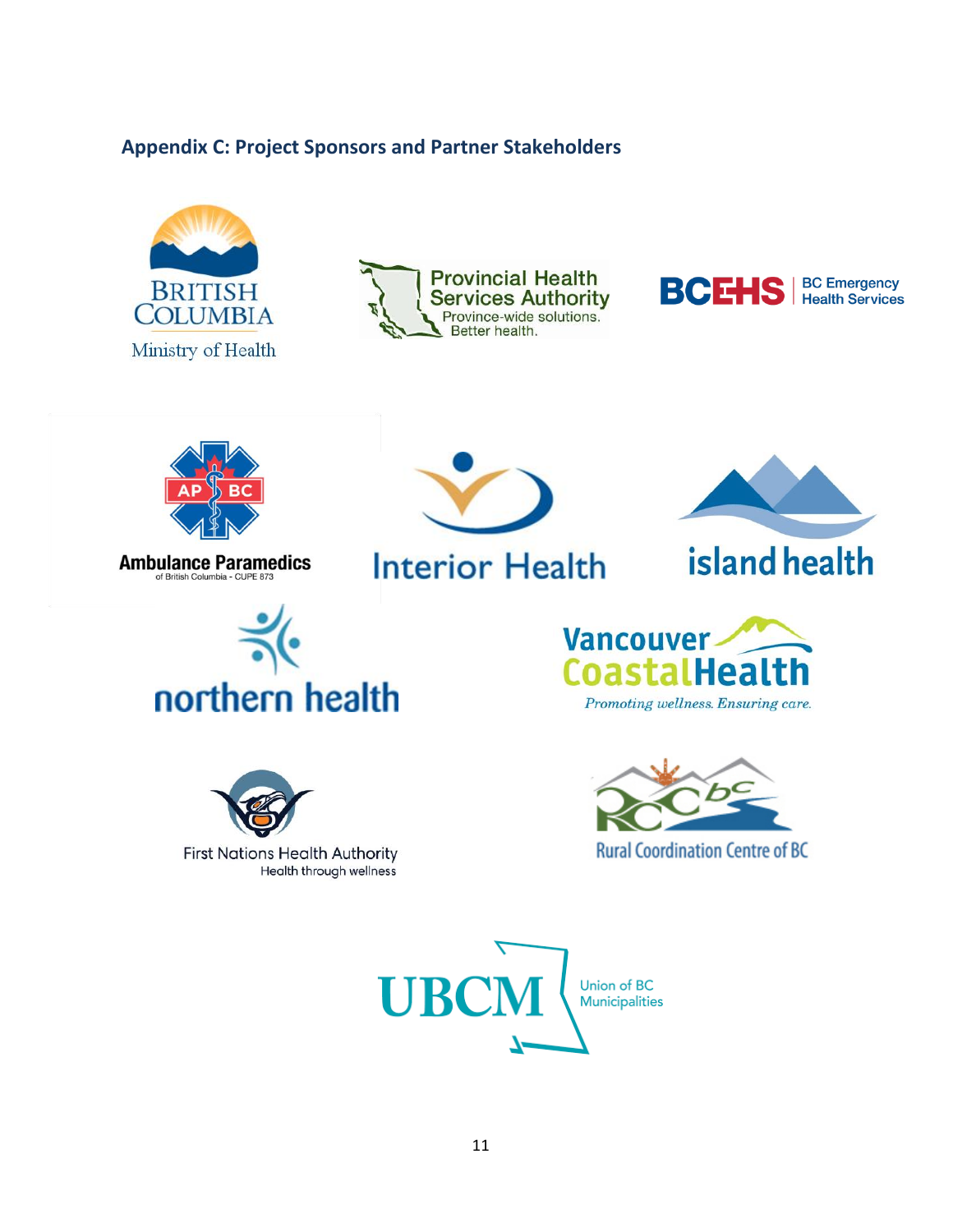## Appendix C: Project Sponsors and Partner Stakeholders

British Columbia
Ministry of Health

Provincial Health Services Authority
Province-wide solutions. Better health.

BCEHS | BC Emergency Health Services

AP BC
Ambulance Paramedics
of British Columbia - CUPE 873

Interior Health

island health

northern health

Vancouver CoastalHealth
Promoting wellness. Ensuring care.

First Nations Health Authority
Health through wellness

RCCbc
Rural Coordination Centre of BC

UBCM
Union of BC Municipalities